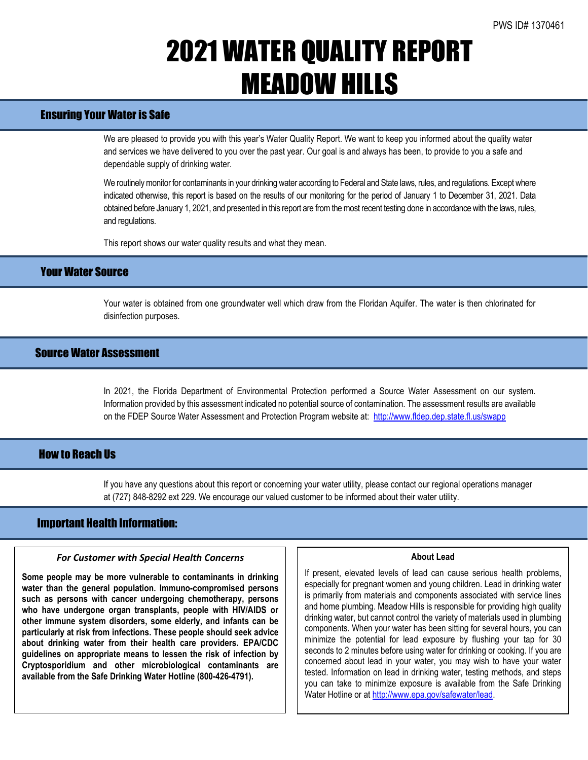PWS ID# 1370461

# 2021 WATER QUALITY REPORT MEADOW HILLS

## Ensuring Your Water is Safe

We are pleased to provide you with this year's Water Quality Report. We want to keep you informed about the quality water and services we have delivered to you over the past year. Our goal is and always has been, to provide to you a safe and dependable supply of drinking water.

We routinely monitor for contaminants in your drinking water according to Federal and State laws, rules, and regulations. Except where indicated otherwise, this report is based on the results of our monitoring for the period of January 1 to December 31, 2021. Data obtained before January 1, 2021, and presented in this report are from the most recent testing done in accordance with the laws, rules, and regulations.

This report shows our water quality results and what they mean.

## Your Water Source

Your water is obtained from one groundwater well which draw from the Floridan Aquifer. The water is then chlorinated for disinfection purposes.

## Source Water Assessment

In 2021, the Florida Department of Environmental Protection performed a Source Water Assessment on our system. Information provided by this assessment indicated no potential source of contamination. The assessment results are available on the FDEP Source Water Assessment and Protection Program website at: http://www.fldep.dep.state.fl.us/swapp

## How to Reach Us

If you have any questions about this report or concerning your water utility, please contact our regional operations manager at (727) 848-8292 ext 229. We encourage our valued customer to be informed about their water utility.

## Important Health Information:

### *For Customer with Special Health Concerns*

**Some people may be more vulnerable to contaminants in drinking water than the general population. Immuno-compromised persons such as persons with cancer undergoing chemotherapy, persons who have undergone organ transplants, people with HIV/AIDS or other immune system disorders, some elderly, and infants can be particularly at risk from infections. These people should seek advice about drinking water from their health care providers. EPA/CDC guidelines on appropriate means to lessen the risk of infection by Cryptosporidium and other microbiological contaminants are available from the Safe Drinking Water Hotline (800-426-4791).**

### About Lead

If present, elevated levels of lead can cause serious health problems, especially for pregnant women and young children. Lead in drinking water is primarily from materials and components associated with service lines and home plumbing. Meadow Hills is responsible for providing high quality drinking water, but cannot control the variety of materials used in plumbing components. When your water has been sitting for several hours, you can minimize the potential for lead exposure by flushing your tap for 30 seconds to 2 minutes before using water for drinking or cooking. If you are concerned about lead in your water, you may wish to have your water tested. Information on lead in drinking water, testing methods, and steps you can take to minimize exposure is available from the Safe Drinking Water Hotline or at http://www.epa.gov/safewater/lead.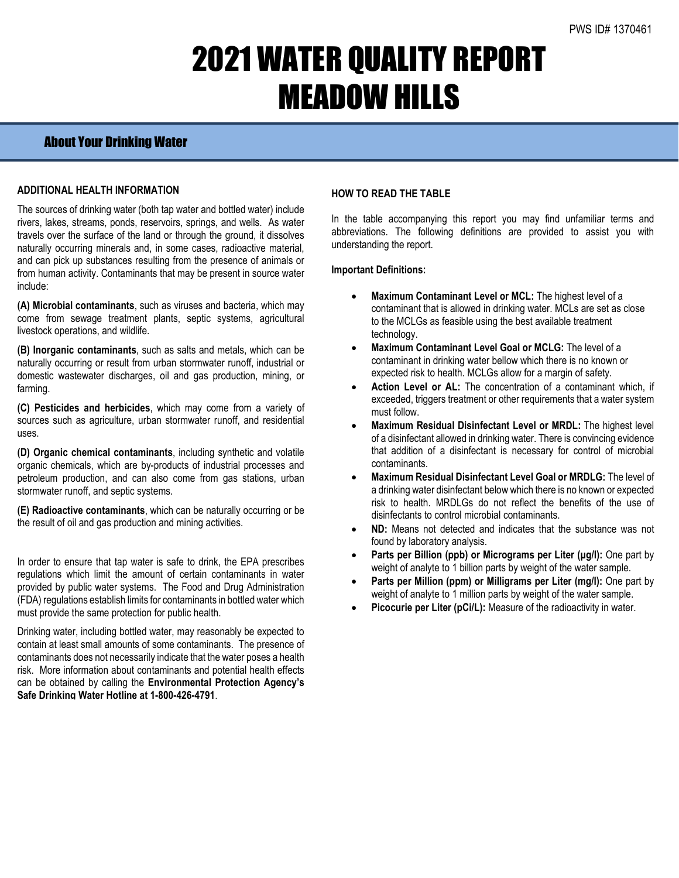PWS ID# 1370461

# 2021 WATER QUALITY REPORT MEADOW HILLS

## About Your Drinking Water

**ADDITIONAL HEALTH INFORMATION**

The sources of drinking water (both tap water and bottled water) include rivers, lakes, streams, ponds, reservoirs, springs, and wells. As water travels over the surface of the land or through the ground, it dissolves naturally occurring minerals and, in some cases, radioactive material, and can pick up substances resulting from the presence of animals or from human activity. Contaminants that may be present in source water include:

**(A) Microbial contaminants**, such as viruses and bacteria, which may come from sewage treatment plants, septic systems, agricultural livestock operations, and wildlife.

**(B) Inorganic contaminants**, such as salts and metals, which can be naturally occurring or result from urban stormwater runoff, industrial or domestic wastewater discharges, oil and gas production, mining, or farming.

**(C) Pesticides and herbicides**, which may come from a variety of sources such as agriculture, urban stormwater runoff, and residential uses.

**(D) Organic chemical contaminants**, including synthetic and volatile organic chemicals, which are by-products of industrial processes and petroleum production, and can also come from gas stations, urban stormwater runoff, and septic systems.

**(E) Radioactive contaminants**, which can be naturally occurring or be the result of oil and gas production and mining activities.

In order to ensure that tap water is safe to drink, the EPA prescribes regulations which limit the amount of certain contaminants in water provided by public water systems. The Food and Drug Administration (FDA) regulations establish limits for contaminants in bottled water which must provide the same protection for public health.

Drinking water, including bottled water, may reasonably be expected to contain at least small amounts of some contaminants. The presence of contaminants does not necessarily indicate that the water poses a health risk. More information about contaminants and potential health effects can be obtained by calling the **Environmental Protection Agency's Safe Drinking Water Hotline at 1-800-426-4791**.

**HOW TO READ THE TABLE**

In the table accompanying this report you may find unfamiliar terms and abbreviations. The following definitions are provided to assist you with understanding the report.

**Important Definitions:**

- **Maximum Contaminant Level or MCL:** The highest level of a contaminant that is allowed in drinking water. MCLs are set as close to the MCLGs as feasible using the best available treatment technology.
- **Maximum Contaminant Level Goal or MCLG:** The level of a contaminant in drinking water bellow which there is no known or expected risk to health. MCLGs allow for a margin of safety.
- **Action Level or AL:** The concentration of a contaminant which, if exceeded, triggers treatment or other requirements that a water system must follow.
- **Maximum Residual Disinfectant Level or MRDL:** The highest level of a disinfectant allowed in drinking water. There is convincing evidence that addition of a disinfectant is necessary for control of microbial contaminants.
- **Maximum Residual Disinfectant Level Goal or MRDLG:** The level of a drinking water disinfectant below which there is no known or expected risk to health. MRDLGs do not reflect the benefits of the use of disinfectants to control microbial contaminants.
- **ND:** Means not detected and indicates that the substance was not found by laboratory analysis.
- **Parts per Billion (ppb) or Micrograms per Liter (µg/l):** One part by weight of analyte to 1 billion parts by weight of the water sample.
- **Parts per Million (ppm) or Milligrams per Liter (mg/l):** One part by weight of analyte to 1 million parts by weight of the water sample.
- **Picocurie per Liter (pCi/L):** Measure of the radioactivity in water.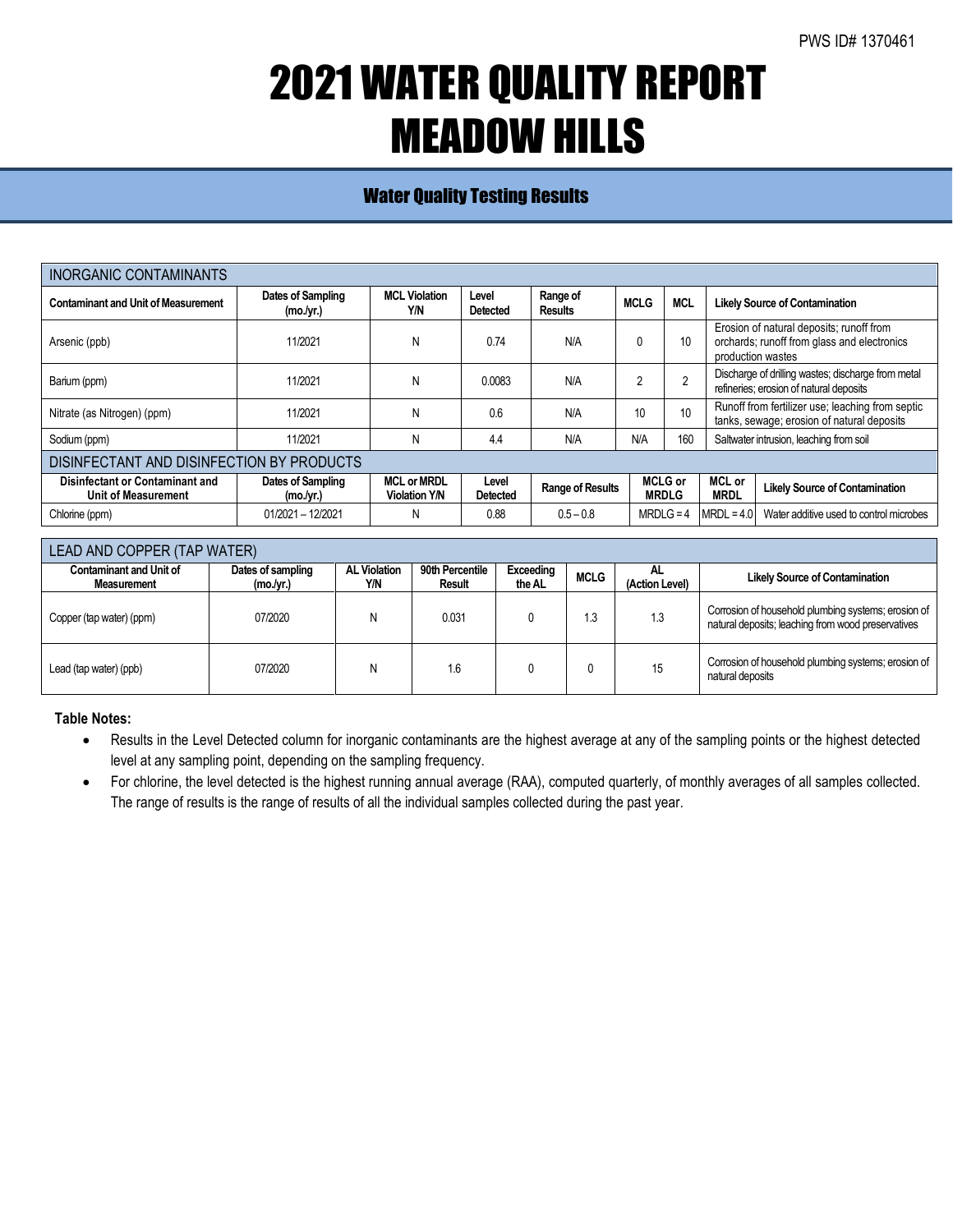PWS ID# 1370461

# 2021 WATER QUALITY REPORT MEADOW HILLS

## Water Quality Testing Results

| INORGANIC CONTAMINANTS | | | | | | | |
|---|---|---|---|---|---|---|---|
| **Contaminant and Unit of Measurement** | **Dates of Sampling (mo./yr.)** | **MCL Violation Y/N** | **Level Detected** | **Range of Results** | **MCLG** | **MCL** | **Likely Source of Contamination** |
| Arsenic (ppb) | 11/2021 | N | 0.74 | N/A | 0 | 10 | Erosion of natural deposits; runoff from orchards; runoff from glass and electronics production wastes |
| Barium (ppm) | 11/2021 | N | 0.0083 | N/A | 2 | 2 | Discharge of drilling wastes; discharge from metal refineries; erosion of natural deposits |
| Nitrate (as Nitrogen) (ppm) | 11/2021 | N | 0.6 | N/A | 10 | 10 | Runoff from fertilizer use; leaching from septic tanks, sewage; erosion of natural deposits |
| Sodium (ppm) | 11/2021 | N | 4.4 | N/A | N/A | 160 | Saltwater intrusion, leaching from soil |
| DISINFECTANT AND DISINFECTION BY PRODUCTS | | | | | | | |
| **Disinfectant or Contaminant and Unit of Measurement** | **Dates of Sampling (mo./yr.)** | **MCL or MRDL Violation Y/N** | **Level Detected** | **Range of Results** | **MCLG or MRDLG** | **MCL or MRDL** | **Likely Source of Contamination** |
| Chlorine (ppm) | 01/2021 – 12/2021 | N | 0.88 | 0.5 – 0.8 | MRDLG = 4 | MRDL = 4.0 | Water additive used to control microbes |

| LEAD AND COPPER (TAP WATER) | | | | | | | |
|---|---|---|---|---|---|---|---|
| **Contaminant and Unit of Measurement** | **Dates of sampling (mo./yr.)** | **AL Violation Y/N** | **90th Percentile Result** | **Exceeding the AL** | **MCLG** | **AL (Action Level)** | **Likely Source of Contamination** |
| Copper (tap water) (ppm) | 07/2020 | N | 0.031 | 0 | 1.3 | 1.3 | Corrosion of household plumbing systems; erosion of natural deposits; leaching from wood preservatives |
| Lead (tap water) (ppb) | 07/2020 | N | 1.6 | 0 | 0 | 15 | Corrosion of household plumbing systems; erosion of natural deposits |

**Table Notes:**

- Results in the Level Detected column for inorganic contaminants are the highest average at any of the sampling points or the highest detected level at any sampling point, depending on the sampling frequency.
- For chlorine, the level detected is the highest running annual average (RAA), computed quarterly, of monthly averages of all samples collected. The range of results is the range of results of all the individual samples collected during the past year.